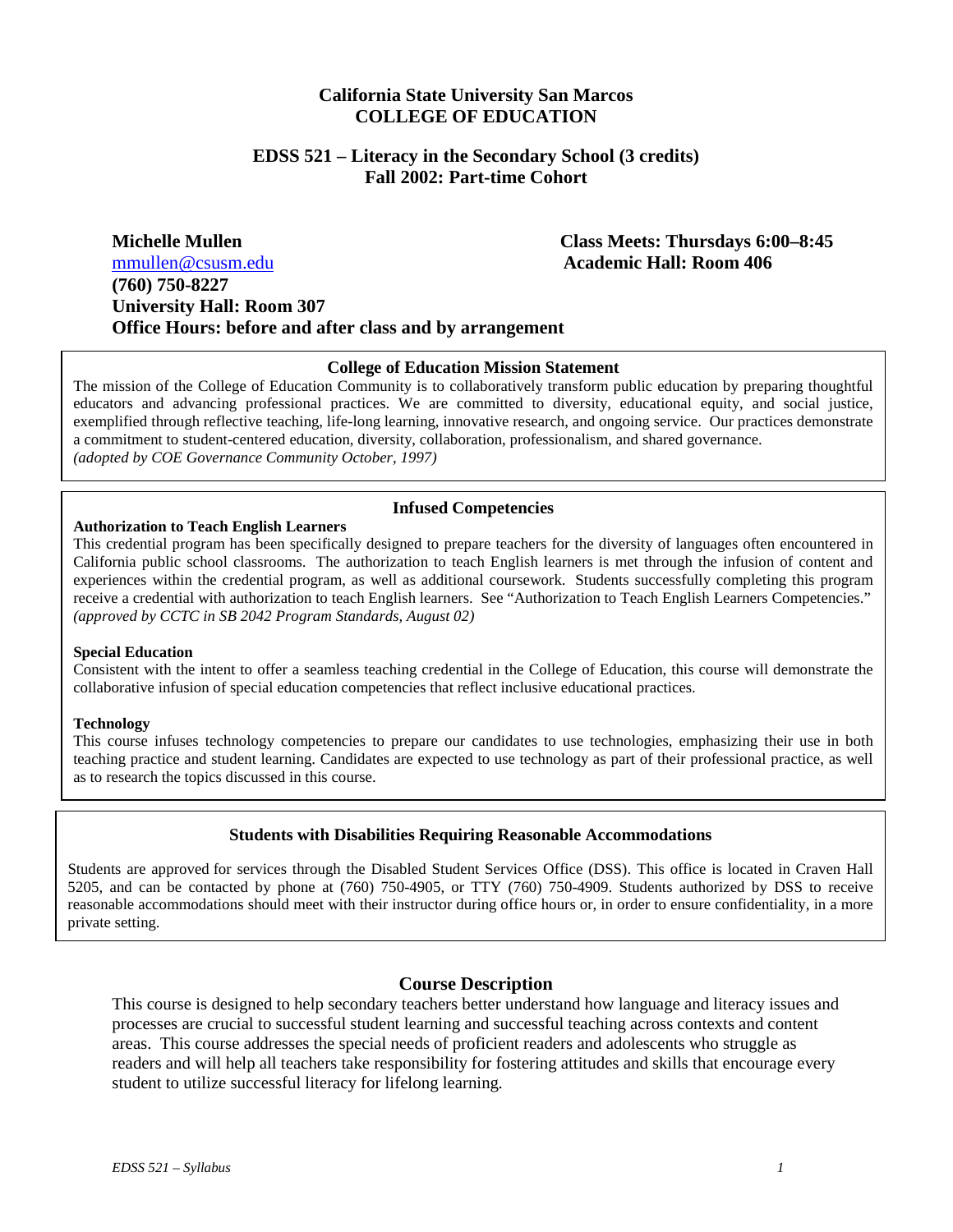# California State University San Marcos
# COLLEGE OF EDUCATION

## EDSS 521 – Literacy in the Secondary School (3 credits)
## Fall 2002: Part-time Cohort

**Michelle Mullen**
mmullen@csusm.edu
**(760) 750-8227**
**University Hall: Room 307**
**Office Hours: before and after class and by arrangement**

**Class Meets: Thursdays 6:00–8:45**
**Academic Hall: Room 406**

### College of Education Mission Statement

The mission of the College of Education Community is to collaboratively transform public education by preparing thoughtful educators and advancing professional practices. We are committed to diversity, educational equity, and social justice, exemplified through reflective teaching, life-long learning, innovative research, and ongoing service. Our practices demonstrate a commitment to student-centered education, diversity, collaboration, professionalism, and shared governance.
*(adopted by COE Governance Community October, 1997)*

### Infused Competencies

**Authorization to Teach English Learners**
This credential program has been specifically designed to prepare teachers for the diversity of languages often encountered in California public school classrooms. The authorization to teach English learners is met through the infusion of content and experiences within the credential program, as well as additional coursework. Students successfully completing this program receive a credential with authorization to teach English learners. See "Authorization to Teach English Learners Competencies." *(approved by CCTC in SB 2042 Program Standards, August 02)*

**Special Education**
Consistent with the intent to offer a seamless teaching credential in the College of Education, this course will demonstrate the collaborative infusion of special education competencies that reflect inclusive educational practices.

**Technology**
This course infuses technology competencies to prepare our candidates to use technologies, emphasizing their use in both teaching practice and student learning. Candidates are expected to use technology as part of their professional practice, as well as to research the topics discussed in this course.

### Students with Disabilities Requiring Reasonable Accommodations

Students are approved for services through the Disabled Student Services Office (DSS). This office is located in Craven Hall 5205, and can be contacted by phone at (760) 750-4905, or TTY (760) 750-4909. Students authorized by DSS to receive reasonable accommodations should meet with their instructor during office hours or, in order to ensure confidentiality, in a more private setting.

## Course Description

This course is designed to help secondary teachers better understand how language and literacy issues and processes are crucial to successful student learning and successful teaching across contexts and content areas. This course addresses the special needs of proficient readers and adolescents who struggle as readers and will help all teachers take responsibility for fostering attitudes and skills that encourage every student to utilize successful literacy for lifelong learning.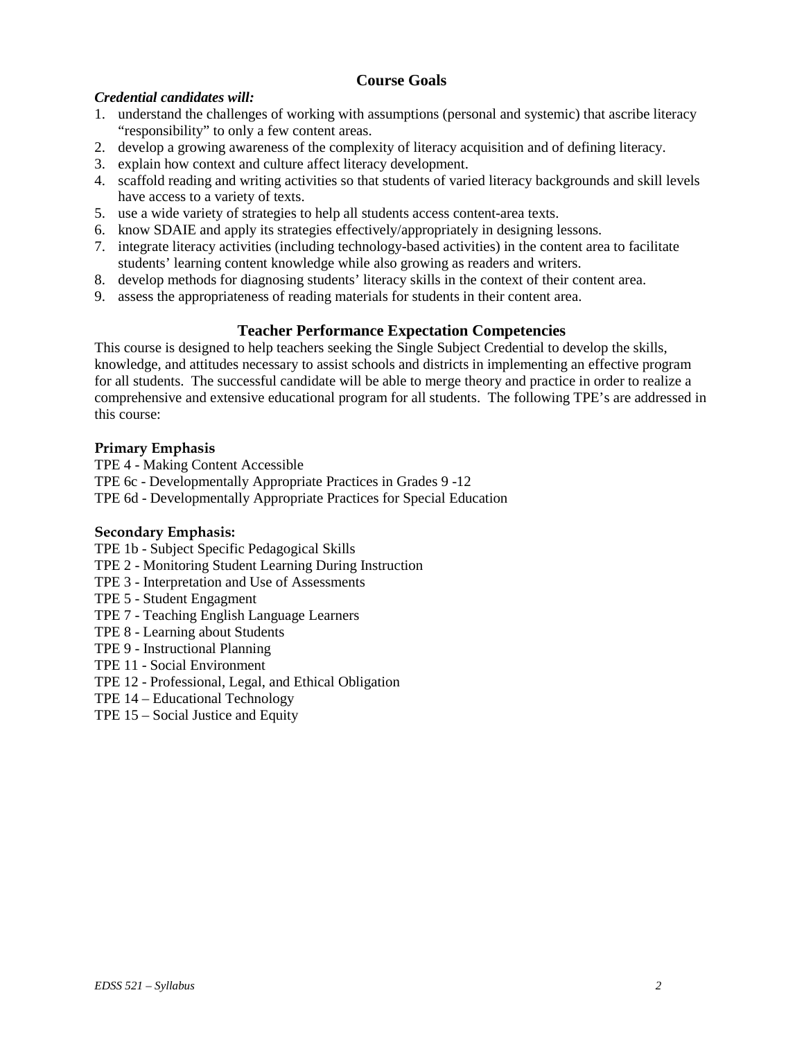## Course Goals

***Credential candidates will:***

1. understand the challenges of working with assumptions (personal and systemic) that ascribe literacy "responsibility" to only a few content areas.
2. develop a growing awareness of the complexity of literacy acquisition and of defining literacy.
3. explain how context and culture affect literacy development.
4. scaffold reading and writing activities so that students of varied literacy backgrounds and skill levels have access to a variety of texts.
5. use a wide variety of strategies to help all students access content-area texts.
6. know SDAIE and apply its strategies effectively/appropriately in designing lessons.
7. integrate literacy activities (including technology-based activities) in the content area to facilitate students' learning content knowledge while also growing as readers and writers.
8. develop methods for diagnosing students' literacy skills in the context of their content area.
9. assess the appropriateness of reading materials for students in their content area.

## Teacher Performance Expectation Competencies

This course is designed to help teachers seeking the Single Subject Credential to develop the skills, knowledge, and attitudes necessary to assist schools and districts in implementing an effective program for all students. The successful candidate will be able to merge theory and practice in order to realize a comprehensive and extensive educational program for all students. The following TPE's are addressed in this course:

### Primary Emphasis

TPE 4 - Making Content Accessible
TPE 6c - Developmentally Appropriate Practices in Grades 9 -12
TPE 6d - Developmentally Appropriate Practices for Special Education

### Secondary Emphasis:

TPE 1b - Subject Specific Pedagogical Skills
TPE 2 - Monitoring Student Learning During Instruction
TPE 3 - Interpretation and Use of Assessments
TPE 5 - Student Engagment
TPE 7 - Teaching English Language Learners
TPE 8 - Learning about Students
TPE 9 - Instructional Planning
TPE 11 - Social Environment
TPE 12 - Professional, Legal, and Ethical Obligation
TPE 14 – Educational Technology
TPE 15 – Social Justice and Equity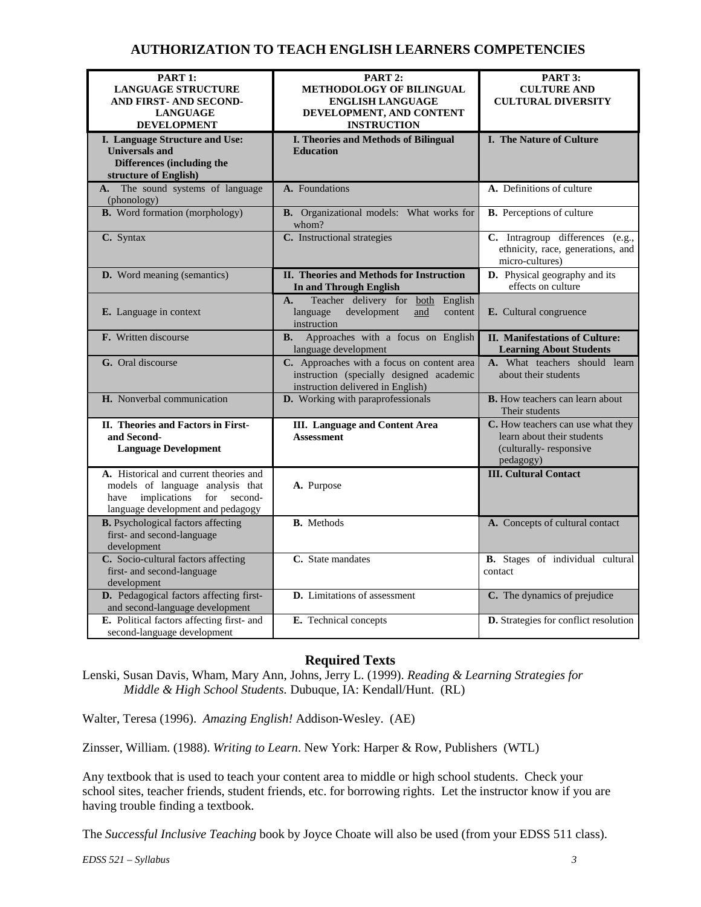## AUTHORIZATION TO TEACH ENGLISH LEARNERS COMPETENCIES

| PART 1: LANGUAGE STRUCTURE AND FIRST- AND SECOND-LANGUAGE DEVELOPMENT | PART 2: METHODOLOGY OF BILINGUAL ENGLISH LANGUAGE DEVELOPMENT, AND CONTENT INSTRUCTION | PART 3: CULTURE AND CULTURAL DIVERSITY |
|---|---|---|
| **I. Language Structure and Use: Universals and Differences (including the structure of English)** | **I. Theories and Methods of Bilingual Education** | **I. The Nature of Culture** |
| **A.** The sound systems of language (phonology) | **A.** Foundations | **A.** Definitions of culture |
| **B.** Word formation (morphology) | **B.** Organizational models: What works for whom? | **B.** Perceptions of culture |
| **C.** Syntax | **C.** Instructional strategies | **C.** Intragroup differences (e.g., ethnicity, race, generations, and micro-cultures) |
| **D.** Word meaning (semantics) | **II. Theories and Methods for Instruction In and Through English** | **D.** Physical geography and its effects on culture |
| **E.** Language in context | **A.** Teacher delivery for both English language development and content instruction | **E.** Cultural congruence |
| **F.** Written discourse | **B.** Approaches with a focus on English language development | **II. Manifestations of Culture: Learning About Students** |
| **G.** Oral discourse | **C.** Approaches with a focus on content area instruction (specially designed academic instruction delivered in English) | **A.** What teachers should learn about their students |
| **H.** Nonverbal communication | **D.** Working with paraprofessionals | **B.** How teachers can learn about Their students |
| **II. Theories and Factors in First- and Second-Language Development** | **III. Language and Content Area Assessment** | **C.** How teachers can use what they learn about their students (culturally- responsive pedagogy) |
| **A.** Historical and current theories and models of language analysis that have implications for second-language development and pedagogy | **A.** Purpose | **III. Cultural Contact** |
| **B.** Psychological factors affecting first- and second-language development | **B.** Methods | **A.** Concepts of cultural contact |
| **C.** Socio-cultural factors affecting first- and second-language development | **C.** State mandates | **B.** Stages of individual cultural contact |
| **D.** Pedagogical factors affecting first- and second-language development | **D.** Limitations of assessment | **C.** The dynamics of prejudice |
| **E.** Political factors affecting first- and second-language development | **E.** Technical concepts | **D.** Strategies for conflict resolution |

## Required Texts

Lenski, Susan Davis, Wham, Mary Ann, Johns, Jerry L. (1999). *Reading & Learning Strategies for Middle & High School Students.* Dubuque, IA: Kendall/Hunt. (RL)

Walter, Teresa (1996). *Amazing English!* Addison-Wesley. (AE)

Zinsser, William. (1988). *Writing to Learn*. New York: Harper & Row, Publishers (WTL)

Any textbook that is used to teach your content area to middle or high school students. Check your school sites, teacher friends, student friends, etc. for borrowing rights. Let the instructor know if you are having trouble finding a textbook.

The *Successful Inclusive Teaching* book by Joyce Choate will also be used (from your EDSS 511 class).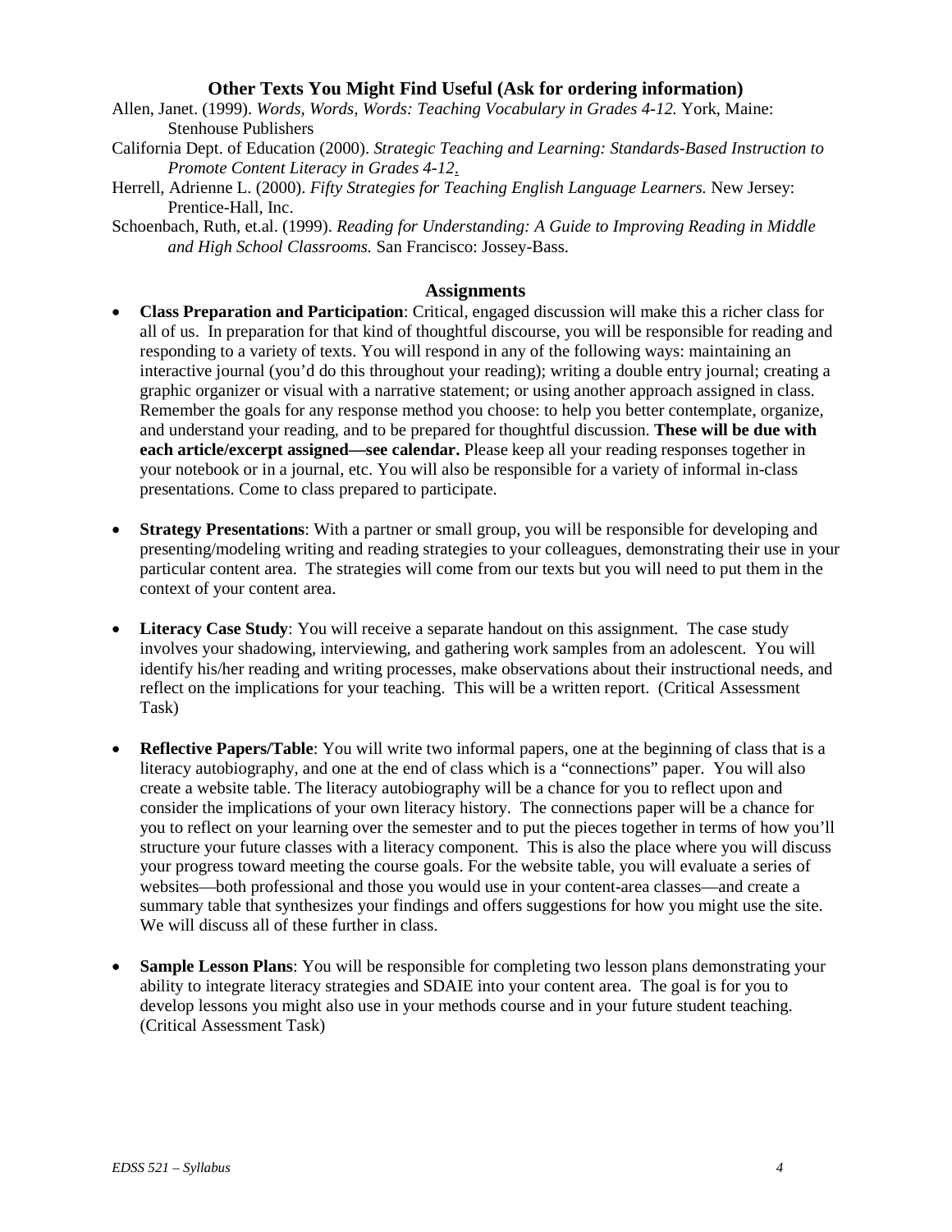## Other Texts You Might Find Useful (Ask for ordering information)

Allen, Janet. (1999). *Words, Words, Words: Teaching Vocabulary in Grades 4-12.* York, Maine: Stenhouse Publishers

California Dept. of Education (2000). *Strategic Teaching and Learning: Standards-Based Instruction to Promote Content Literacy in Grades 4-12*.

Herrell, Adrienne L. (2000). *Fifty Strategies for Teaching English Language Learners.* New Jersey: Prentice-Hall, Inc.

Schoenbach, Ruth, et.al. (1999). *Reading for Understanding: A Guide to Improving Reading in Middle and High School Classrooms.* San Francisco: Jossey-Bass.

## Assignments

- **Class Preparation and Participation**: Critical, engaged discussion will make this a richer class for all of us. In preparation for that kind of thoughtful discourse, you will be responsible for reading and responding to a variety of texts. You will respond in any of the following ways: maintaining an interactive journal (you'd do this throughout your reading); writing a double entry journal; creating a graphic organizer or visual with a narrative statement; or using another approach assigned in class. Remember the goals for any response method you choose: to help you better contemplate, organize, and understand your reading, and to be prepared for thoughtful discussion. **These will be due with each article/excerpt assigned—see calendar.** Please keep all your reading responses together in your notebook or in a journal, etc. You will also be responsible for a variety of informal in-class presentations. Come to class prepared to participate.

- **Strategy Presentations**: With a partner or small group, you will be responsible for developing and presenting/modeling writing and reading strategies to your colleagues, demonstrating their use in your particular content area. The strategies will come from our texts but you will need to put them in the context of your content area.

- **Literacy Case Study**: You will receive a separate handout on this assignment. The case study involves your shadowing, interviewing, and gathering work samples from an adolescent. You will identify his/her reading and writing processes, make observations about their instructional needs, and reflect on the implications for your teaching. This will be a written report. (Critical Assessment Task)

- **Reflective Papers/Table**: You will write two informal papers, one at the beginning of class that is a literacy autobiography, and one at the end of class which is a "connections" paper. You will also create a website table. The literacy autobiography will be a chance for you to reflect upon and consider the implications of your own literacy history. The connections paper will be a chance for you to reflect on your learning over the semester and to put the pieces together in terms of how you'll structure your future classes with a literacy component. This is also the place where you will discuss your progress toward meeting the course goals. For the website table, you will evaluate a series of websites—both professional and those you would use in your content-area classes—and create a summary table that synthesizes your findings and offers suggestions for how you might use the site. We will discuss all of these further in class.

- **Sample Lesson Plans**: You will be responsible for completing two lesson plans demonstrating your ability to integrate literacy strategies and SDAIE into your content area. The goal is for you to develop lessons you might also use in your methods course and in your future student teaching. (Critical Assessment Task)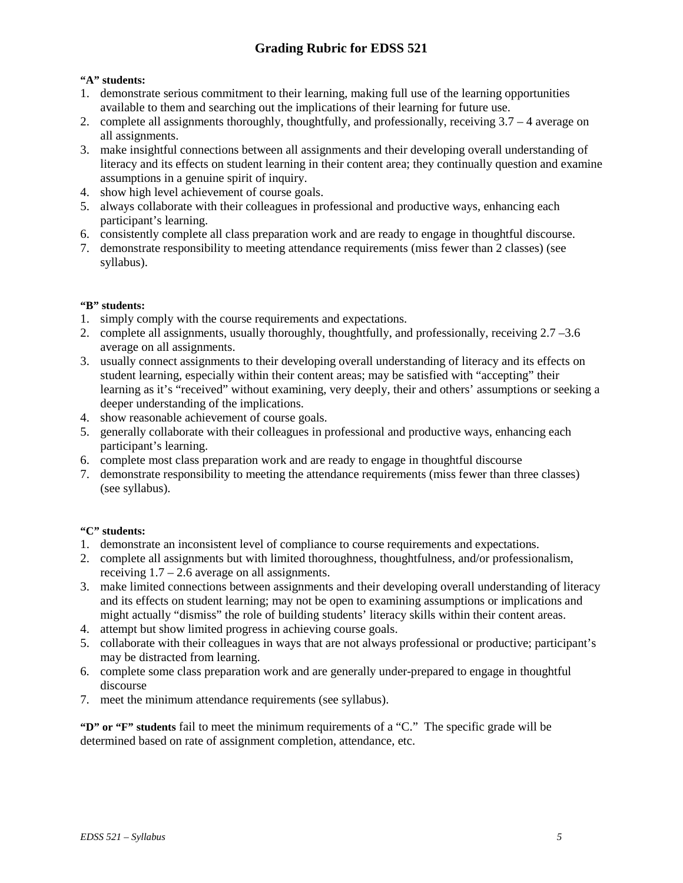## Grading Rubric for EDSS 521

**"A" students:**

1. demonstrate serious commitment to their learning, making full use of the learning opportunities available to them and searching out the implications of their learning for future use.
2. complete all assignments thoroughly, thoughtfully, and professionally, receiving 3.7 – 4 average on all assignments.
3. make insightful connections between all assignments and their developing overall understanding of literacy and its effects on student learning in their content area; they continually question and examine assumptions in a genuine spirit of inquiry.
4. show high level achievement of course goals.
5. always collaborate with their colleagues in professional and productive ways, enhancing each participant's learning.
6. consistently complete all class preparation work and are ready to engage in thoughtful discourse.
7. demonstrate responsibility to meeting attendance requirements (miss fewer than 2 classes) (see syllabus).

**"B" students:**

1. simply comply with the course requirements and expectations.
2. complete all assignments, usually thoroughly, thoughtfully, and professionally, receiving 2.7 –3.6 average on all assignments.
3. usually connect assignments to their developing overall understanding of literacy and its effects on student learning, especially within their content areas; may be satisfied with "accepting" their learning as it's "received" without examining, very deeply, their and others' assumptions or seeking a deeper understanding of the implications.
4. show reasonable achievement of course goals.
5. generally collaborate with their colleagues in professional and productive ways, enhancing each participant's learning.
6. complete most class preparation work and are ready to engage in thoughtful discourse
7. demonstrate responsibility to meeting the attendance requirements (miss fewer than three classes) (see syllabus).

**"C" students:**

1. demonstrate an inconsistent level of compliance to course requirements and expectations.
2. complete all assignments but with limited thoroughness, thoughtfulness, and/or professionalism, receiving 1.7 – 2.6 average on all assignments.
3. make limited connections between assignments and their developing overall understanding of literacy and its effects on student learning; may not be open to examining assumptions or implications and might actually "dismiss" the role of building students' literacy skills within their content areas.
4. attempt but show limited progress in achieving course goals.
5. collaborate with their colleagues in ways that are not always professional or productive; participant's may be distracted from learning.
6. complete some class preparation work and are generally under-prepared to engage in thoughtful discourse
7. meet the minimum attendance requirements (see syllabus).

**"D" or "F" students** fail to meet the minimum requirements of a "C." The specific grade will be determined based on rate of assignment completion, attendance, etc.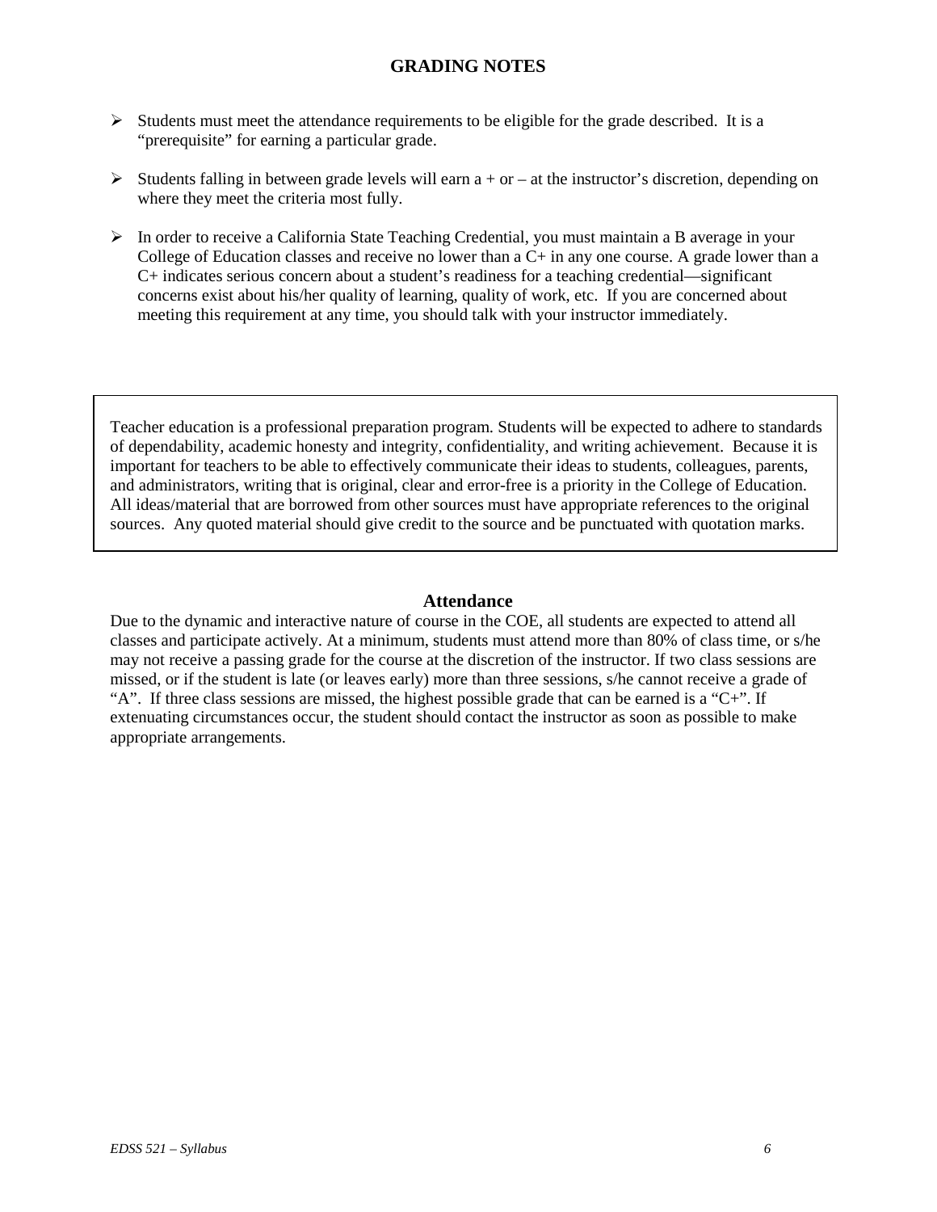## GRADING NOTES

- Students must meet the attendance requirements to be eligible for the grade described. It is a "prerequisite" for earning a particular grade.
- Students falling in between grade levels will earn a + or – at the instructor's discretion, depending on where they meet the criteria most fully.
- In order to receive a California State Teaching Credential, you must maintain a B average in your College of Education classes and receive no lower than a C+ in any one course. A grade lower than a C+ indicates serious concern about a student's readiness for a teaching credential—significant concerns exist about his/her quality of learning, quality of work, etc. If you are concerned about meeting this requirement at any time, you should talk with your instructor immediately.

Teacher education is a professional preparation program. Students will be expected to adhere to standards of dependability, academic honesty and integrity, confidentiality, and writing achievement. Because it is important for teachers to be able to effectively communicate their ideas to students, colleagues, parents, and administrators, writing that is original, clear and error-free is a priority in the College of Education. All ideas/material that are borrowed from other sources must have appropriate references to the original sources. Any quoted material should give credit to the source and be punctuated with quotation marks.

### Attendance

Due to the dynamic and interactive nature of course in the COE, all students are expected to attend all classes and participate actively. At a minimum, students must attend more than 80% of class time, or s/he may not receive a passing grade for the course at the discretion of the instructor. If two class sessions are missed, or if the student is late (or leaves early) more than three sessions, s/he cannot receive a grade of "A". If three class sessions are missed, the highest possible grade that can be earned is a "C+". If extenuating circumstances occur, the student should contact the instructor as soon as possible to make appropriate arrangements.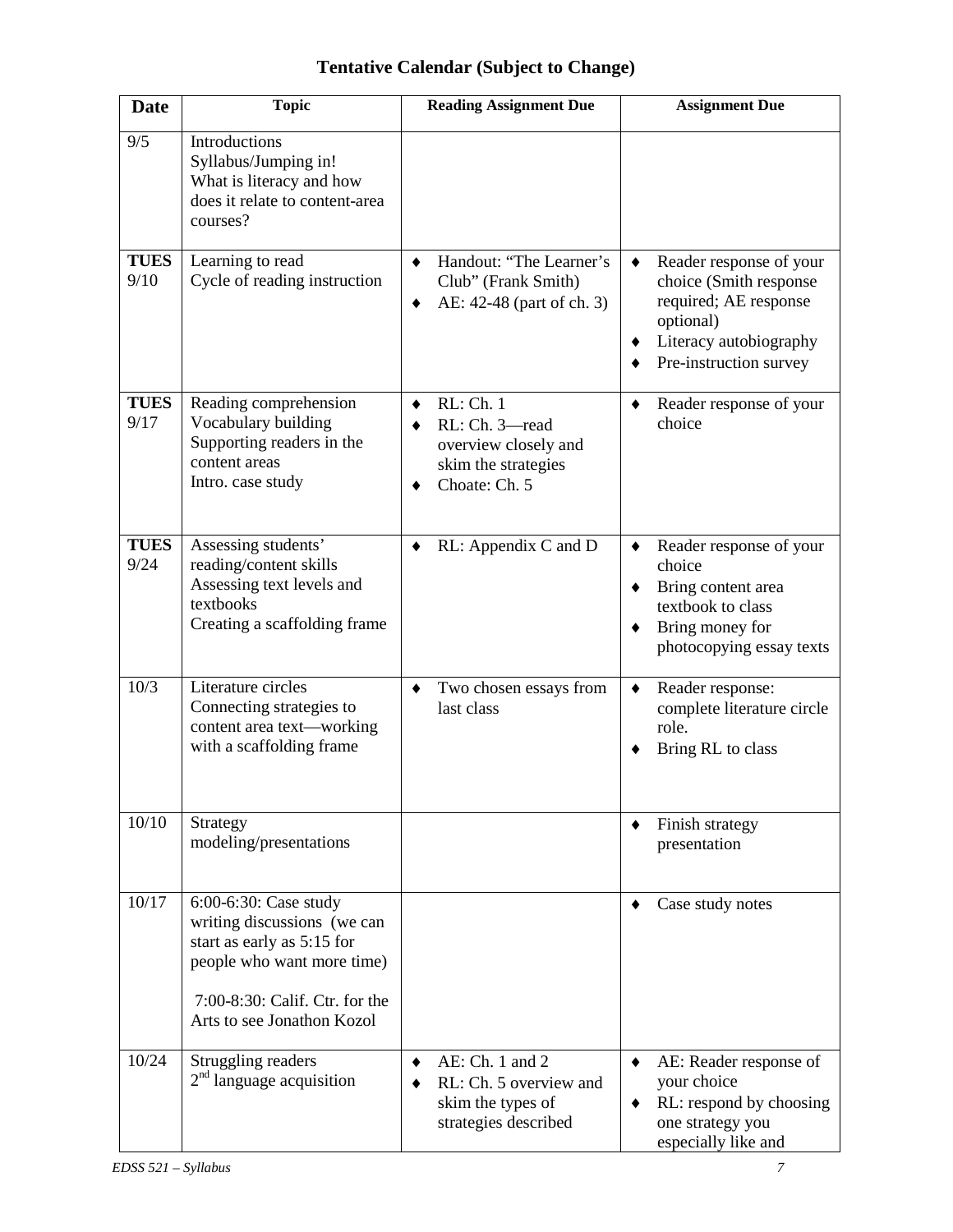## Tentative Calendar (Subject to Change)

| Date | Topic | Reading Assignment Due | Assignment Due |
|---|---|---|---|
| 9/5 | Introductions<br>Syllabus/Jumping in!<br>What is literacy and how does it relate to content-area courses? | | |
| **TUES** 9/10 | Learning to read<br>Cycle of reading instruction | ♦ Handout: "The Learner's Club" (Frank Smith)<br>♦ AE: 42-48 (part of ch. 3) | ♦ Reader response of your choice (Smith response required; AE response optional)<br>♦ Literacy autobiography<br>♦ Pre-instruction survey |
| **TUES** 9/17 | Reading comprehension<br>Vocabulary building<br>Supporting readers in the content areas<br>Intro. case study | ♦ RL: Ch. 1<br>♦ RL: Ch. 3—read overview closely and skim the strategies<br>♦ Choate: Ch. 5 | ♦ Reader response of your choice |
| **TUES** 9/24 | Assessing students' reading/content skills<br>Assessing text levels and textbooks<br>Creating a scaffolding frame | ♦ RL: Appendix C and D | ♦ Reader response of your choice<br>♦ Bring content area textbook to class<br>♦ Bring money for photocopying essay texts |
| 10/3 | Literature circles<br>Connecting strategies to content area text—working with a scaffolding frame | ♦ Two chosen essays from last class | ♦ Reader response: complete literature circle role.<br>♦ Bring RL to class |
| 10/10 | Strategy modeling/presentations | | ♦ Finish strategy presentation |
| 10/17 | 6:00-6:30: Case study writing discussions (we can start as early as 5:15 for people who want more time)<br><br>7:00-8:30: Calif. Ctr. for the Arts to see Jonathon Kozol | | ♦ Case study notes |
| 10/24 | Struggling readers<br>2nd language acquisition | ♦ AE: Ch. 1 and 2<br>♦ RL: Ch. 5 overview and skim the types of strategies described | ♦ AE: Reader response of your choice<br>♦ RL: respond by choosing one strategy you especially like and |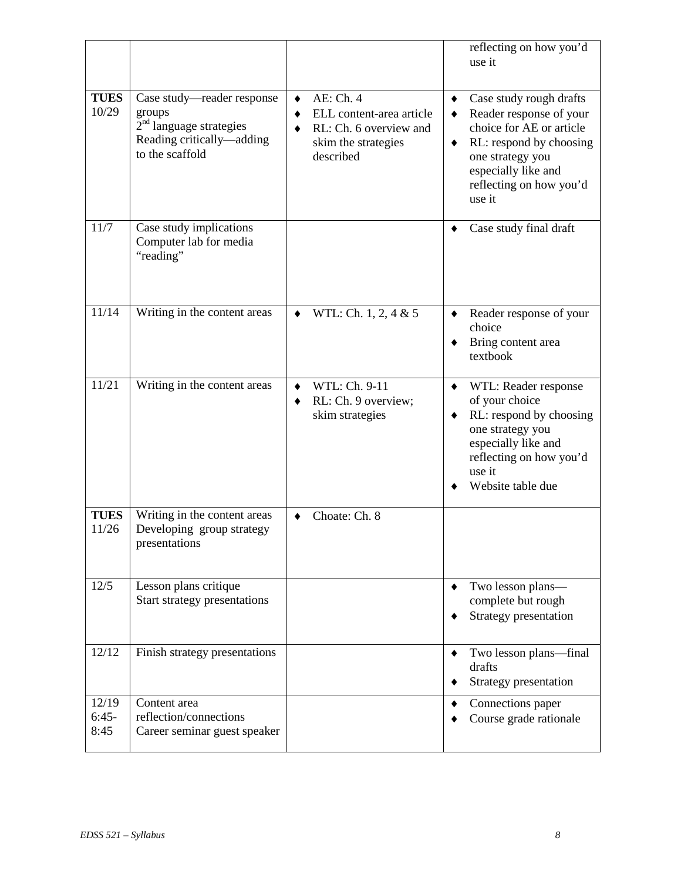| | | | |
|---|---|---|---|
| | | | reflecting on how you'd use it |
| **TUES** 10/29 | Case study—reader response groups<br>2nd language strategies<br>Reading critically—adding to the scaffold | ♦ AE: Ch. 4<br>♦ ELL content-area article<br>♦ RL: Ch. 6 overview and skim the strategies described | ♦ Case study rough drafts<br>♦ Reader response of your choice for AE or article<br>♦ RL: respond by choosing one strategy you especially like and reflecting on how you'd use it |
| 11/7 | Case study implications<br>Computer lab for media "reading" | | ♦ Case study final draft |
| 11/14 | Writing in the content areas | ♦ WTL: Ch. 1, 2, 4 & 5 | ♦ Reader response of your choice<br>♦ Bring content area textbook |
| 11/21 | Writing in the content areas | ♦ WTL: Ch. 9-11<br>♦ RL: Ch. 9 overview; skim strategies | ♦ WTL: Reader response of your choice<br>♦ RL: respond by choosing one strategy you especially like and reflecting on how you'd use it<br>♦ Website table due |
| **TUES** 11/26 | Writing in the content areas<br>Developing group strategy presentations | ♦ Choate: Ch. 8 | |
| 12/5 | Lesson plans critique<br>Start strategy presentations | | ♦ Two lesson plans—complete but rough<br>♦ Strategy presentation |
| 12/12 | Finish strategy presentations | | ♦ Two lesson plans—final drafts<br>♦ Strategy presentation |
| 12/19 6:45-8:45 | Content area reflection/connections<br>Career seminar guest speaker | | ♦ Connections paper<br>♦ Course grade rationale |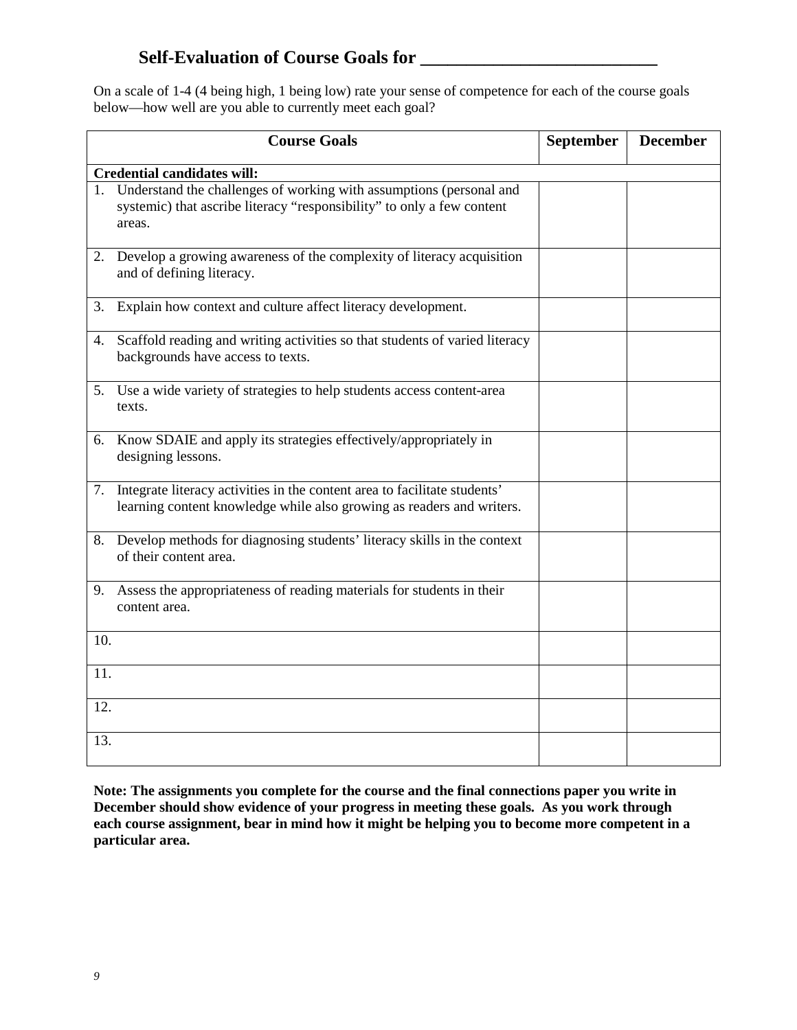# Self-Evaluation of Course Goals for ___________________________

On a scale of 1-4 (4 being high, 1 being low) rate your sense of competence for each of the course goals below—how well are you able to currently meet each goal?

| Course Goals | September | December |
|---|---|---|
| **Credential candidates will:** | | |
| 1. Understand the challenges of working with assumptions (personal and systemic) that ascribe literacy "responsibility" to only a few content areas. | | |
| 2. Develop a growing awareness of the complexity of literacy acquisition and of defining literacy. | | |
| 3. Explain how context and culture affect literacy development. | | |
| 4. Scaffold reading and writing activities so that students of varied literacy backgrounds have access to texts. | | |
| 5. Use a wide variety of strategies to help students access content-area texts. | | |
| 6. Know SDAIE and apply its strategies effectively/appropriately in designing lessons. | | |
| 7. Integrate literacy activities in the content area to facilitate students' learning content knowledge while also growing as readers and writers. | | |
| 8. Develop methods for diagnosing students' literacy skills in the context of their content area. | | |
| 9. Assess the appropriateness of reading materials for students in their content area. | | |
| 10. | | |
| 11. | | |
| 12. | | |
| 13. | | |

**Note: The assignments you complete for the course and the final connections paper you write in December should show evidence of your progress in meeting these goals. As you work through each course assignment, bear in mind how it might be helping you to become more competent in a particular area.**